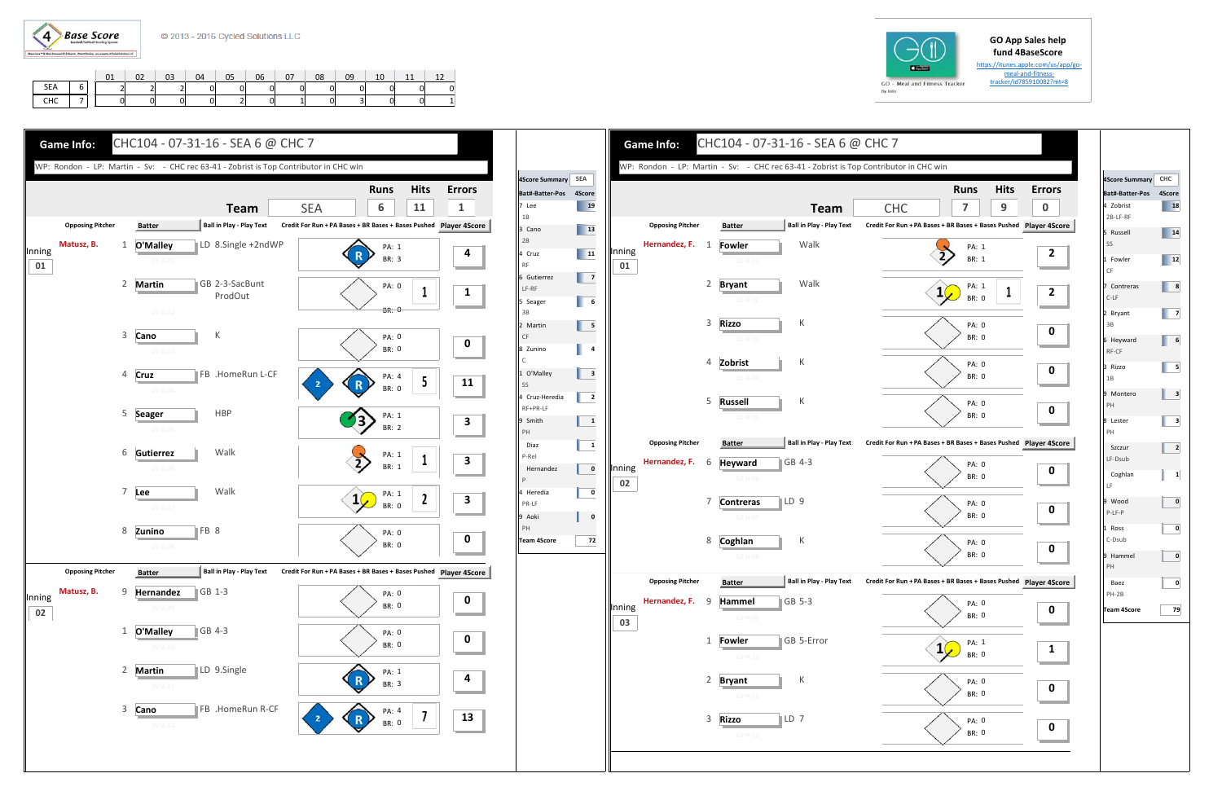4 Base Score

© 2013 - 2016 Cycled Solutions LLC

| | | 01 | 02 | 03 | 04 | 05 | 06 | 07 | 08 | 09 | 10 | 11 | 12 |
|---|---|---|---|---|---|---|---|---|---|---|---|---|---|
| SEA | 6 | 2 | 2 | 2 | 0 | 0 | 0 | 0 | 0 | 0 | 0 | 0 | 0 |
| CHC | 7 | 0 | 0 | 0 | 0 | 2 | 0 | 1 | 0 | 3 | 0 | 0 | 1 |

GO App Sales help fund 4BaseScore
https://itunes.apple.com/us/app/go-meal-and-fitness-tracker/id785910082?mt=8

GO - Meal and Fitness Tracker

## Game Info: CHC104 - 07-31-16 - SEA 6 @ CHC 7

WP: Rondon - LP: Martin - Sv: - CHC rec 63-41 - Zobrist is Top Contributor in CHC win

| Team | Runs | Hits | Errors |
|---|---|---|---|
| SEA | 6 | 11 | 1 |

### Inning 01 — Opposing Pitcher: Matusz, B.

| # | Batter | Ball in Play - Play Text | PA | BR | Credit For Run + PA Bases + BR Bases + Bases Pushed | Player 4Score |
|---|---|---|---|---|---|---|
| 1 | O'Malley | LD 8.Single +2ndWP | 1 | 3 | | 4 |
| 2 | Martin | GB 2-3-SacBunt ProdOut | 0 | 0 | 1 | 1 |
| 3 | Cano | K | 0 | 0 | | 0 |
| 4 | Cruz | FB .HomeRun L-CF | 4 | 0 | 5 | 11 |
| 5 | Seager | HBP | 1 | 2 | | 3 |
| 6 | Gutierrez | Walk | 1 | 1 | 1 | 3 |
| 7 | Lee | Walk | 1 | 0 | 2 | 3 |
| 8 | Zunino | FB 8 | 0 | 0 | | 0 |

### Inning 02 — Opposing Pitcher: Matusz, B.

| # | Batter | Ball in Play - Play Text | PA | BR | Credit For Run + PA Bases + BR Bases + Bases Pushed | Player 4Score |
|---|---|---|---|---|---|---|
| 9 | Hernandez | GB 1-3 | 0 | 0 | | 0 |
| 1 | O'Malley | GB 4-3 | 0 | 0 | | 0 |
| 2 | Martin | LD 9.Single | 1 | 3 | | 4 |
| 3 | Cano | FB .HomeRun R-CF | 4 | 0 | 7 | 13 |

### 4Score Summary — SEA

| Bat#-Batter-Pos | 4Score |
|---|---|
| 7 Lee 1B | 19 |
| 3 Cano 2B | 13 |
| 4 Cruz RF | 11 |
| 6 Gutierrez LF-RF | 7 |
| 5 Seager 3B | 6 |
| 2 Martin CF | 5 |
| 8 Zunino C | 4 |
| 1 O'Malley SS | 3 |
| 4 Cruz-Heredia RF+PR-LF | 2 |
| 9 Smith PH | 1 |
| Diaz P-Rel | 1 |
| Hernandez P | 0 |
| 4 Heredia PR-LF | 0 |
| 9 Aoki PH | 0 |
| Team 4Score | 72 |

## Game Info: CHC104 - 07-31-16 - SEA 6 @ CHC 7

WP: Rondon - LP: Martin - Sv: - CHC rec 63-41 - Zobrist is Top Contributor in CHC win

| Team | Runs | Hits | Errors |
|---|---|---|---|
| CHC | 7 | 9 | 0 |

### Inning 01 — Opposing Pitcher: Hernandez, F.

| # | Batter | Ball in Play - Play Text | PA | BR | Credit For Run + PA Bases + BR Bases + Bases Pushed | Player 4Score |
|---|---|---|---|---|---|---|
| 1 | Fowler | Walk | 1 | 1 | | 2 |
| 2 | Bryant | Walk | 1 | 0 | 1 | 2 |
| 3 | Rizzo | K | 0 | 0 | | 0 |
| 4 | Zobrist | K | 0 | 0 | | 0 |
| 5 | Russell | K | 0 | 0 | | 0 |

### Inning 02 — Opposing Pitcher: Hernandez, F.

| # | Batter | Ball in Play - Play Text | PA | BR | Credit For Run + PA Bases + BR Bases + Bases Pushed | Player 4Score |
|---|---|---|---|---|---|---|
| 6 | Heyward | GB 4-3 | 0 | 0 | | 0 |
| 7 | Contreras | LD 9 | 0 | 0 | | 0 |
| 8 | Coghlan | K | 0 | 0 | | 0 |

### Inning 03 — Opposing Pitcher: Hernandez, F.

| # | Batter | Ball in Play - Play Text | PA | BR | Credit For Run + PA Bases + BR Bases + Bases Pushed | Player 4Score |
|---|---|---|---|---|---|---|
| 9 | Hammel | GB 5-3 | 0 | 0 | | 0 |
| 1 | Fowler | GB 5-Error | 1 | 0 | | 1 |
| 2 | Bryant | K | 0 | 0 | | 0 |
| 3 | Rizzo | LD 7 | 0 | 0 | | 0 |

### 4Score Summary — CHC

| Bat#-Batter-Pos | 4Score |
|---|---|
| 4 Zobrist 2B-LF-RF | 18 |
| 5 Russell SS | 14 |
| 1 Fowler CF | 12 |
| 7 Contreras C-LF | 8 |
| 2 Bryant 3B | 7 |
| 6 Heyward RF-CF | 6 |
| 3 Rizzo 1B | 5 |
| 9 Montero PH | 3 |
| 8 Lester PH | 3 |
| Szczur LF-Dsub | 2 |
| Coghlan LF | 1 |
| 9 Wood P-LF-P | 0 |
| 1 Ross C-Dsub | 0 |
| 9 Hammel PH | 0 |
| Baez PH-2B | 0 |
| Team 4Score | 79 |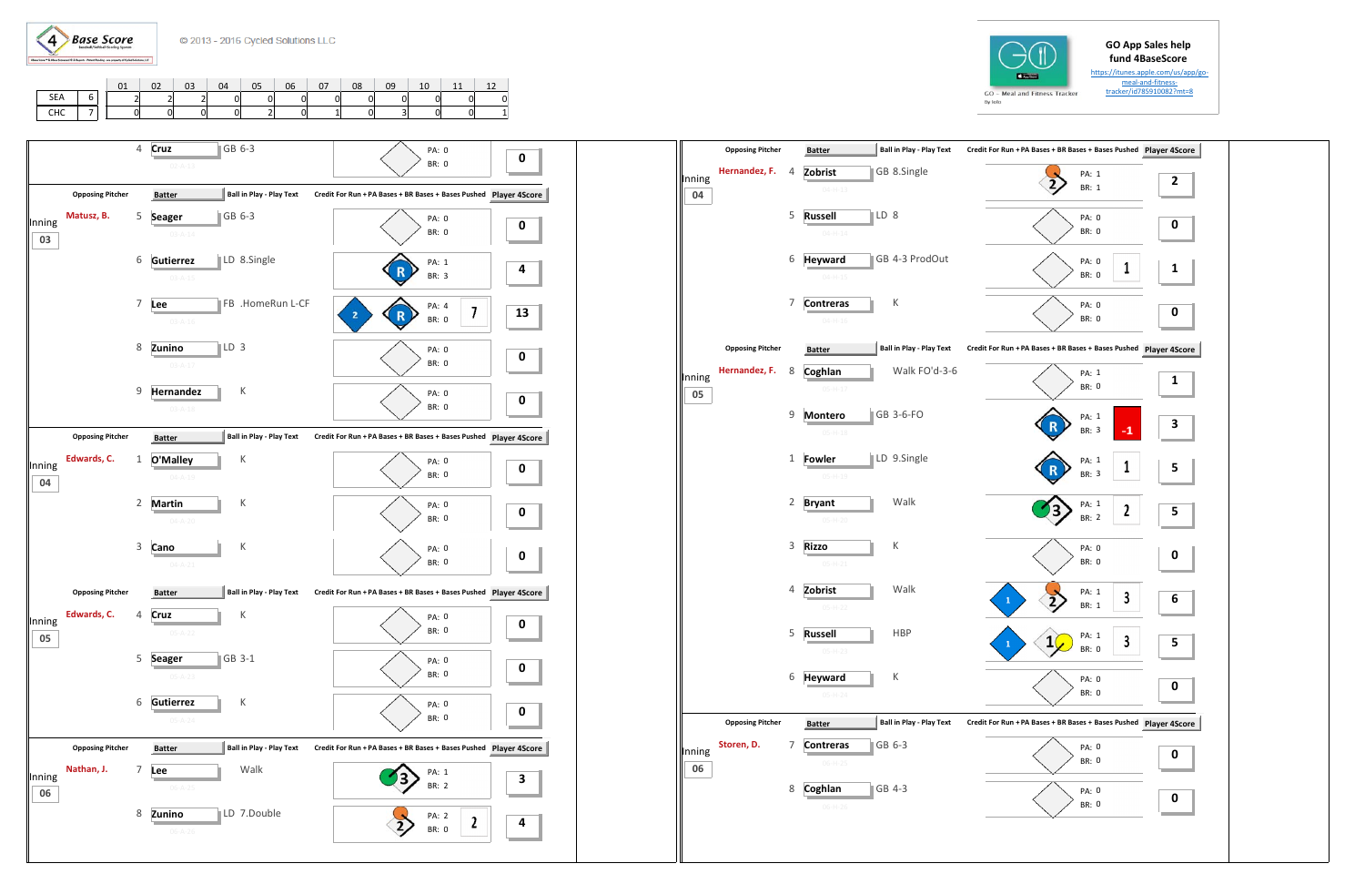4 Base Score

© 2013 - 2016 Cycled Solutions LLC

| | | 01 | 02 | 03 | 04 | 05 | 06 | 07 | 08 | 09 | 10 | 11 | 12 |
|---|---|---|---|---|---|---|---|---|---|---|---|---|---|
| SEA | 6 | 2 | 2 | 2 | 0 | 0 | 0 | 0 | 0 | 0 | 0 | 0 | 0 |
| CHC | 7 | 0 | 0 | 0 | 0 | 2 | 0 | 1 | 0 | 3 | 0 | 0 | 1 |

GO App Sales help fund 4BaseScore
https://itunes.apple.com/us/app/go-meal-and-fitness-tracker/id785910082?mt=8

GO - Meal and Fitness Tracker

| Inning | Opposing Pitcher | # | Batter | Ball in Play - Play Text | PA | BR | Bases Pushed | Player 4Score |
|---|---|---|---|---|---|---|---|---|
| | | 4 | Cruz | GB 6-3 | 0 | 0 | | 0 |
| 03 | Matusz, B. | 5 | Seager | GB 6-3 | 0 | 0 | | 0 |
| | | 6 | Gutierrez | LD 8.Single | 1 | 3 | | 4 |
| | | 7 | Lee | FB .HomeRun L-CF | 4 | 0 | 7 | 13 |
| | | 8 | Zunino | LD 3 | 0 | 0 | | 0 |
| | | 9 | Hernandez | K | 0 | 0 | | 0 |
| 04 | Edwards, C. | 1 | O'Malley | K | 0 | 0 | | 0 |
| | | 2 | Martin | K | 0 | 0 | | 0 |
| | | 3 | Cano | K | 0 | 0 | | 0 |
| 05 | Edwards, C. | 4 | Cruz | K | 0 | 0 | | 0 |
| | | 5 | Seager | GB 3-1 | 0 | 0 | | 0 |
| | | 6 | Gutierrez | K | 0 | 0 | | 0 |
| 06 | Nathan, J. | 7 | Lee | Walk | 1 | 2 | | 3 |
| | | 8 | Zunino | LD 7.Double | 2 | 0 | 2 | 4 |

| Inning | Opposing Pitcher | # | Batter | Ball in Play - Play Text | PA | BR | Bases Pushed | Player 4Score |
|---|---|---|---|---|---|---|---|---|
| 04 | Hernandez, F. | 4 | Zobrist | GB 8.Single | 1 | 1 | | 2 |
| | | 5 | Russell | LD 8 | 0 | 0 | | 0 |
| | | 6 | Heyward | GB 4-3 ProdOut | 0 | 0 | 1 | 1 |
| | | 7 | Contreras | K | 0 | 0 | | 0 |
| 05 | Hernandez, F. | 8 | Coghlan | Walk FO'd-3-6 | 1 | 0 | | 1 |
| | | 9 | Montero | GB 3-6-FO | 1 | 3 | -1 | 3 |
| | | 1 | Fowler | LD 9.Single | 1 | 3 | 1 | 5 |
| | | 2 | Bryant | Walk | 1 | 2 | 2 | 5 |
| | | 3 | Rizzo | K | 0 | 0 | | 0 |
| | | 4 | Zobrist | Walk | 1 | 1 | 3 | 6 |
| | | 5 | Russell | HBP | 1 | 0 | 3 | 5 |
| | | 6 | Heyward | K | 0 | 0 | | 0 |
| 06 | Storen, D. | 7 | Contreras | GB 6-3 | 0 | 0 | | 0 |
| | | 8 | Coghlan | GB 4-3 | 0 | 0 | | 0 |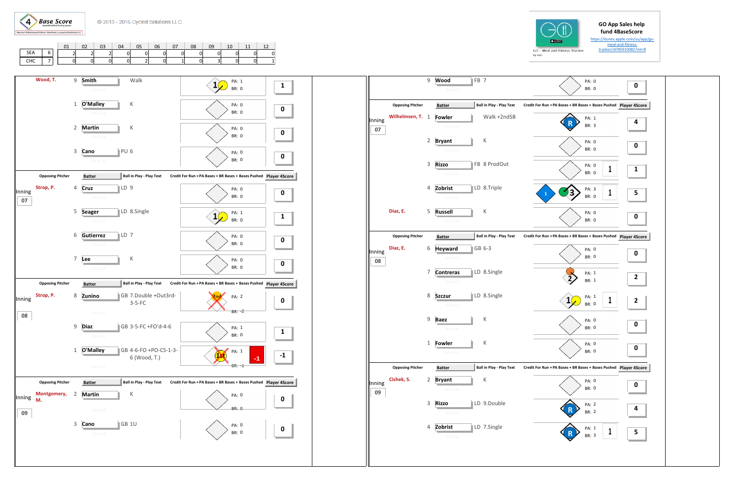4 Base Score

© 2013 - 2016 Cycled Solutions LLC

| | 01 | 02 | 03 | 04 | 05 | 06 | 07 | 08 | 09 | 10 | 11 | 12 |
|---|---|---|---|---|---|---|---|---|---|---|---|---|
| SEA 6 | 2 | 2 | 2 | 0 | 0 | 0 | 0 | 0 | 0 | 0 | 0 | 0 |
| CHC 7 | 0 | 0 | 0 | 0 | 2 | 0 | 1 | 0 | 3 | 0 | 0 | 1 |

GO App Sales help fund 4BaseScore
https://itunes.apple.com/us/app/go-meal-and-fitness-tracker/id785910082?mt=8

GO - Meal and Fitness Tracker

| Inning | Opposing Pitcher | # | Batter | Ball in Play - Play Text | PA | BR | Credit For Run + PA Bases + BR Bases + Bases Pushed | Player 4Score |
|---|---|---|---|---|---|---|---|---|
| | Wood, T. | 9 | Smith | Walk | 1 | 0 | | 1 |
| | | 1 | O'Malley | K | 0 | 0 | | 0 |
| | | 2 | Martin | K | 0 | 0 | | 0 |
| | | 3 | Cano | PU 6 | 0 | 0 | | 0 |
| 07 | Strop, P. | 4 | Cruz | LD 9 | 0 | 0 | | 0 |
| | | 5 | Seager | LD 8.Single | 1 | 0 | | 1 |
| | | 6 | Gutierrez | LD 7 | 0 | 0 | | 0 |
| | | 7 | Lee | K | 0 | 0 | | 0 |
| 08 | Strop, P. | 8 | Zunino | GB 7.Double +Out3rd-3-5-FC | 2 | -2 | | 0 |
| | | 9 | Diaz | GB 3-5-FC +FO'd-4-6 | 1 | 0 | | 1 |
| | | 1 | O'Malley | GB 4-6-FO +PO-CS-1-3-6 (Wood, T.) | 1 | -1 | -1 | -1 |
| 09 | Montgomery, M. | 2 | Martin | K | 0 | 0 | | 0 |
| | | 3 | Cano | GB 1U | 0 | 0 | | 0 |

| Inning | Opposing Pitcher | # | Batter | Ball in Play - Play Text | PA | BR | Credit For Run + PA Bases + BR Bases + Bases Pushed | Player 4Score |
|---|---|---|---|---|---|---|---|---|
| | | 9 | Wood | FB 7 | 0 | 0 | | 0 |
| 07 | Wilhelmsen, T. | 1 | Fowler | Walk +2ndSB | 1 | 3 | R | 4 |
| | | 2 | Bryant | K | 0 | 0 | | 0 |
| | | 3 | Rizzo | FB 8 ProdOut | 0 | 0 | 1 | 1 |
| | | 4 | Zobrist | LD 8.Triple | 3 | 0 | 1 | 5 |
| | Diaz, E. | 5 | Russell | K | 0 | 0 | | 0 |
| 08 | Diaz, E. | 6 | Heyward | GB 6-3 | 0 | 0 | | 0 |
| | | 7 | Contreras | LD 8.Single | 1 | 1 | | 2 |
| | | 8 | Szczur | LD 8.Single | 1 | 0 | 1 | 2 |
| | | 9 | Baez | K | 0 | 0 | | 0 |
| | | 1 | Fowler | K | 0 | 0 | | 0 |
| 09 | Cishek, S. | 2 | Bryant | K | 0 | 0 | | 0 |
| | | 3 | Rizzo | LD 9.Double | 2 | 2 | R | 4 |
| | | 4 | Zobrist | LD 7.Single | 1 | 3 | R, 1 | 5 |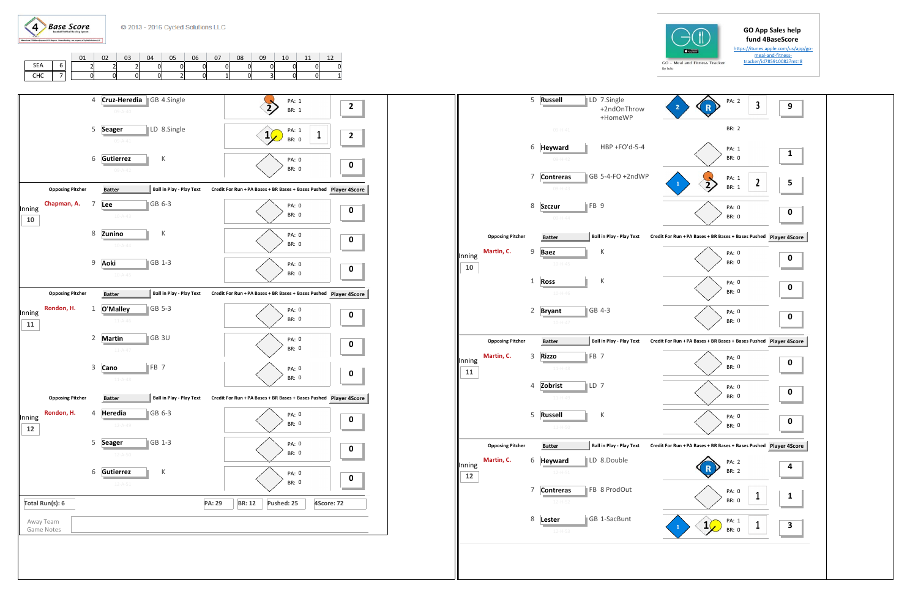4 Base Score

© 2013 - 2016 Cycled Solutions LLC

| | | 01 | 02 | 03 | 04 | 05 | 06 | 07 | 08 | 09 | 10 | 11 | 12 |
|---|---|---|---|---|---|---|---|---|---|---|---|---|---|
| SEA | 6 | 2 | 2 | 2 | 0 | 0 | 0 | 0 | 0 | 0 | 0 | 0 | 0 |
| CHC | 7 | 0 | 0 | 0 | 0 | 2 | 0 | 1 | 0 | 3 | 0 | 0 | 1 |

GO App Sales help fund 4BaseScore
https://itunes.apple.com/us/app/go-meal-and-fitness-tracker/id785910082?mt=8

GO - Meal and Fitness Tracker

## Away Team (SEA)

| Inning | Opposing Pitcher | # | Batter | Ball in Play - Play Text | Credit For Run + PA Bases + BR Bases + Bases Pushed | Player 4Score |
|---|---|---|---|---|---|---|
| | | 4 | Cruz-Heredia | GB 4.Single | PA: 1 BR: 1 | 2 |
| | | 5 | Seager | LD 8.Single | PA: 1 BR: 0 1 | 2 |
| | | 6 | Gutierrez | K | PA: 0 BR: 0 | 0 |
| 10 | Chapman, A. | 7 | Lee | GB 6-3 | PA: 0 BR: 0 | 0 |
| | | 8 | Zunino | K | PA: 0 BR: 0 | 0 |
| | | 9 | Aoki | GB 1-3 | PA: 0 BR: 0 | 0 |
| 11 | Rondon, H. | 1 | O'Malley | GB 5-3 | PA: 0 BR: 0 | 0 |
| | | 2 | Martin | GB 3U | PA: 0 BR: 0 | 0 |
| | | 3 | Cano | FB 7 | PA: 0 BR: 0 | 0 |
| 12 | Rondon, H. | 4 | Heredia | GB 6-3 | PA: 0 BR: 0 | 0 |
| | | 5 | Seager | GB 1-3 | PA: 0 BR: 0 | 0 |
| | | 6 | Gutierrez | K | PA: 0 BR: 0 | 0 |

Total Run(s): 6 | PA: 29 | BR: 12 | Pushed: 25 | 4Score: 72

Away Team Game Notes

## Home Team (CHC)

| Inning | Opposing Pitcher | # | Batter | Ball in Play - Play Text | Credit For Run + PA Bases + BR Bases + Bases Pushed | Player 4Score |
|---|---|---|---|---|---|---|
| | | 5 | Russell | LD 7.Single +2ndOnThrow +HomeWP | PA: 2 BR: 2 3 | 9 |
| | | 6 | Heyward | HBP +FO'd-5-4 | PA: 1 BR: 0 | 1 |
| | | 7 | Contreras | GB 5-4-FO +2ndWP | PA: 1 BR: 1 2 | 5 |
| | | 8 | Szczur | FB 9 | PA: 0 BR: 0 | 0 |
| 10 | Martin, C. | 9 | Baez | K | PA: 0 BR: 0 | 0 |
| | | 1 | Ross | K | PA: 0 BR: 0 | 0 |
| | | 2 | Bryant | GB 4-3 | PA: 0 BR: 0 | 0 |
| 11 | Martin, C. | 3 | Rizzo | FB 7 | PA: 0 BR: 0 | 0 |
| | | 4 | Zobrist | LD 7 | PA: 0 BR: 0 | 0 |
| | | 5 | Russell | K | PA: 0 BR: 0 | 0 |
| 12 | Martin, C. | 6 | Heyward | LD 8.Double | PA: 2 BR: 2 | 4 |
| | | 7 | Contreras | FB 8 ProdOut | PA: 0 BR: 0 1 | 1 |
| | | 8 | Lester | GB 1-SacBunt | PA: 1 BR: 0 1 | 3 |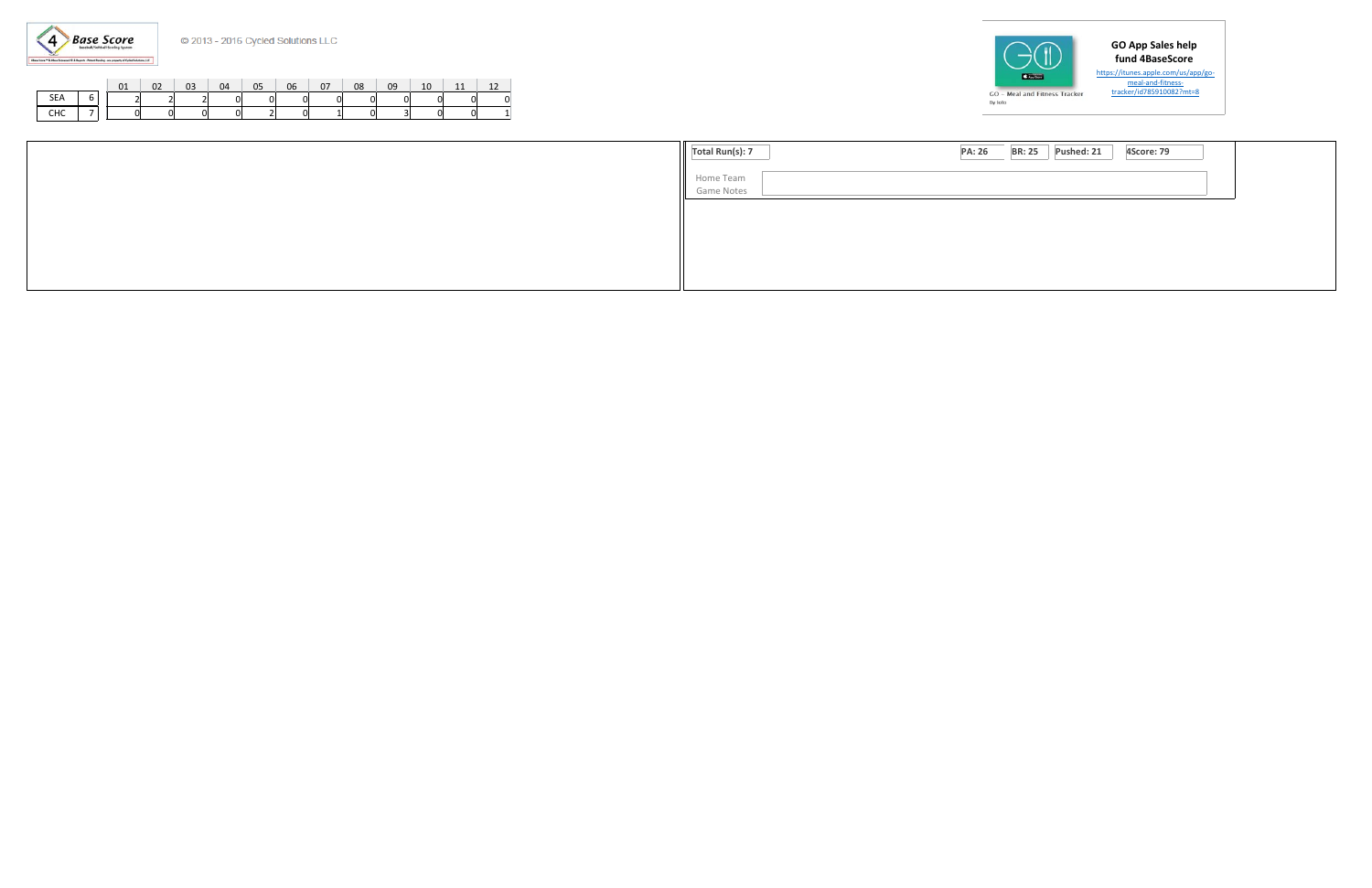4 Base Score

© 2013 - 2016 Cycled Solutions LLC

| | | 01 | 02 | 03 | 04 | 05 | 06 | 07 | 08 | 09 | 10 | 11 | 12 |
|---|---|---|---|---|---|---|---|---|---|---|---|---|---|
| SEA | 6 | 2 | 2 | 2 | 0 | 0 | 0 | 0 | 0 | 0 | 0 | 0 | 0 |
| CHC | 7 | 0 | 0 | 0 | 0 | 2 | 0 | 1 | 0 | 3 | 0 | 0 | 1 |

**GO App Sales help fund 4BaseScore**

https://itunes.apple.com/us/app/go-meal-and-fitness-tracker/id785910082?mt=8

GO – Meal and Fitness Tracker

**Total Run(s): 7** **PA: 26** **BR: 25** **Pushed: 21** **4Score: 79**

Home Team Game Notes